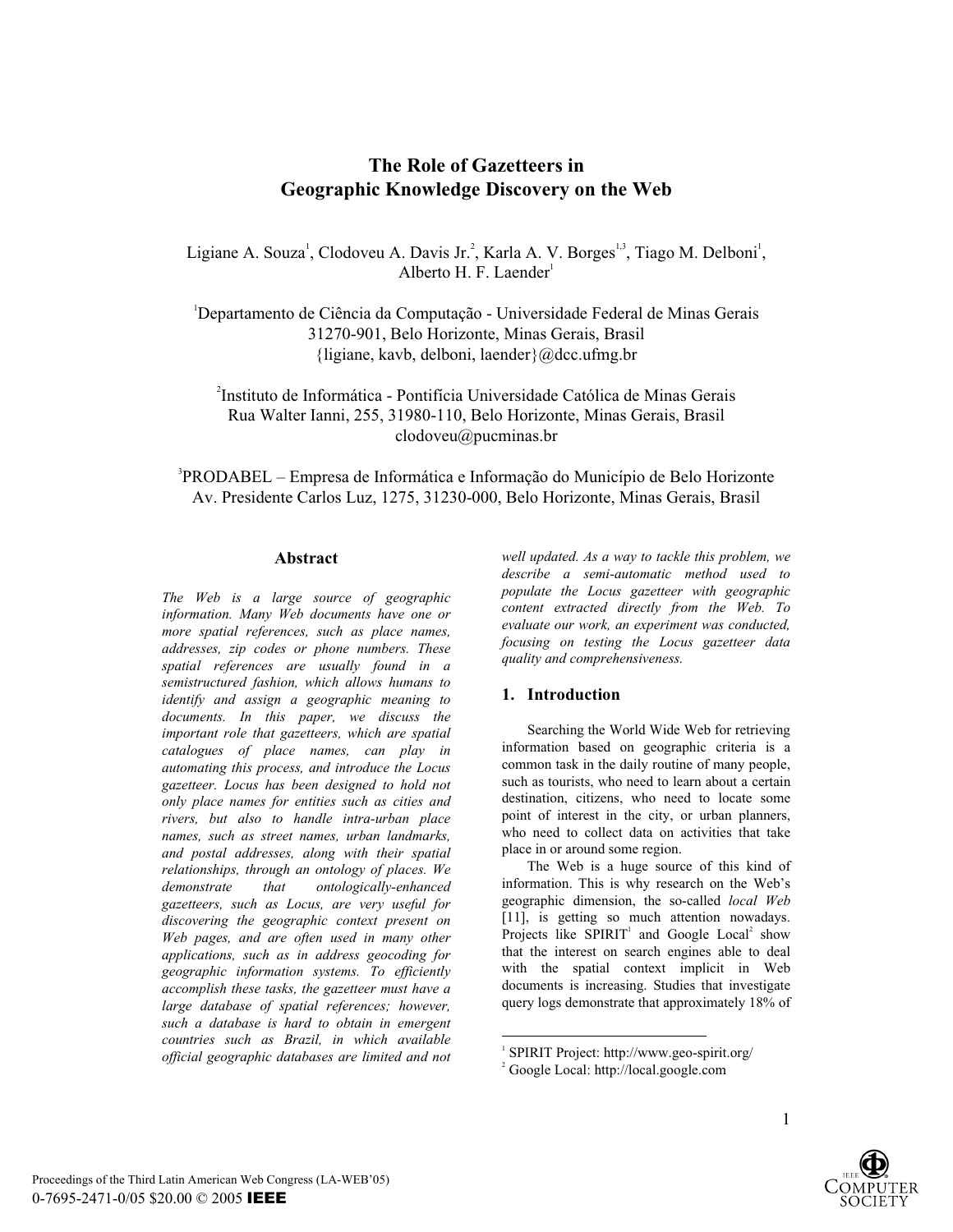# The Role of Gazetteers in Geographic Knowledge Discovery on the Web

Ligiane A. Souza[1], Clodoveu A. Davis Jr.[2], Karla A. V. Borges[1,3], Tiago M. Delboni[1], Alberto H. F. Laender[1]

[1]Departamento de Ciência da Computação - Universidade Federal de Minas Gerais
31270-901, Belo Horizonte, Minas Gerais, Brasil
{ligiane, kavb, delboni, laender}@dcc.ufmg.br

[2]Instituto de Informática - Pontifícia Universidade Católica de Minas Gerais
Rua Walter Ianni, 255, 31980-110, Belo Horizonte, Minas Gerais, Brasil
clodoveu@pucminas.br

[3]PRODABEL – Empresa de Informática e Informação do Município de Belo Horizonte
Av. Presidente Carlos Luz, 1275, 31230-000, Belo Horizonte, Minas Gerais, Brasil

## Abstract

*The Web is a large source of geographic information. Many Web documents have one or more spatial references, such as place names, addresses, zip codes or phone numbers. These spatial references are usually found in a semistructured fashion, which allows humans to identify and assign a geographic meaning to documents. In this paper, we discuss the important role that gazetteers, which are spatial catalogues of place names, can play in automating this process, and introduce the Locus gazetteer. Locus has been designed to hold not only place names for entities such as cities and rivers, but also to handle intra-urban place names, such as street names, urban landmarks, and postal addresses, along with their spatial relationships, through an ontology of places. We demonstrate that ontologically-enhanced gazetteers, such as Locus, are very useful for discovering the geographic context present on Web pages, and are often used in many other applications, such as in address geocoding for geographic information systems. To efficiently accomplish these tasks, the gazetteer must have a large database of spatial references; however, such a database is hard to obtain in emergent countries such as Brazil, in which available official geographic databases are limited and not well updated. As a way to tackle this problem, we describe a semi-automatic method used to populate the Locus gazetteer with geographic content extracted directly from the Web. To evaluate our work, an experiment was conducted, focusing on testing the Locus gazetteer data quality and comprehensiveness.*

## 1. Introduction

Searching the World Wide Web for retrieving information based on geographic criteria is a common task in the daily routine of many people, such as tourists, who need to learn about a certain destination, citizens, who need to locate some point of interest in the city, or urban planners, who need to collect data on activities that take place in or around some region.

The Web is a huge source of this kind of information. This is why research on the Web's geographic dimension, the so-called *local Web* [11], is getting so much attention nowadays. Projects like SPIRIT[1] and Google Local[2] show that the interest on search engines able to deal with the spatial context implicit in Web documents is increasing. Studies that investigate query logs demonstrate that approximately 18% of

[1] SPIRIT Project: http://www.geo-spirit.org/
[2] Google Local: http://local.google.com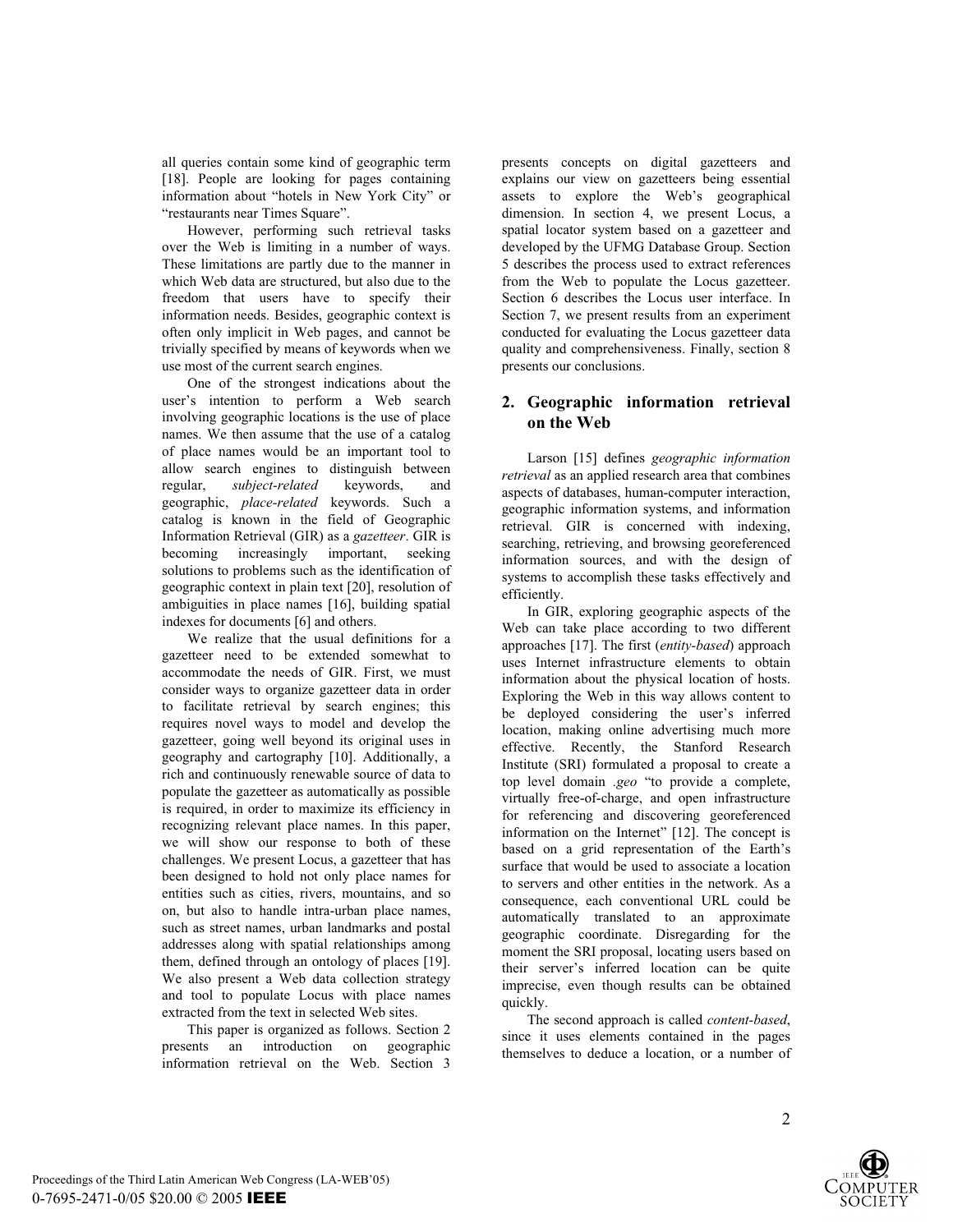all queries contain some kind of geographic term [18]. People are looking for pages containing information about "hotels in New York City" or "restaurants near Times Square".

However, performing such retrieval tasks over the Web is limiting in a number of ways. These limitations are partly due to the manner in which Web data are structured, but also due to the freedom that users have to specify their information needs. Besides, geographic context is often only implicit in Web pages, and cannot be trivially specified by means of keywords when we use most of the current search engines.

One of the strongest indications about the user's intention to perform a Web search involving geographic locations is the use of place names. We then assume that the use of a catalog of place names would be an important tool to allow search engines to distinguish between regular, *subject-related* keywords, and geographic, *place-related* keywords. Such a catalog is known in the field of Geographic Information Retrieval (GIR) as a *gazetteer*. GIR is becoming increasingly important, seeking solutions to problems such as the identification of geographic context in plain text [20], resolution of ambiguities in place names [16], building spatial indexes for documents [6] and others.

We realize that the usual definitions for a gazetteer need to be extended somewhat to accommodate the needs of GIR. First, we must consider ways to organize gazetteer data in order to facilitate retrieval by search engines; this requires novel ways to model and develop the gazetteer, going well beyond its original uses in geography and cartography [10]. Additionally, a rich and continuously renewable source of data to populate the gazetteer as automatically as possible is required, in order to maximize its efficiency in recognizing relevant place names. In this paper, we will show our response to both of these challenges. We present Locus, a gazetteer that has been designed to hold not only place names for entities such as cities, rivers, mountains, and so on, but also to handle intra-urban place names, such as street names, urban landmarks and postal addresses along with spatial relationships among them, defined through an ontology of places [19]. We also present a Web data collection strategy and tool to populate Locus with place names extracted from the text in selected Web sites.

This paper is organized as follows. Section 2 presents an introduction on geographic information retrieval on the Web. Section 3 presents concepts on digital gazetteers and explains our view on gazetteers being essential assets to explore the Web's geographical dimension. In section 4, we present Locus, a spatial locator system based on a gazetteer and developed by the UFMG Database Group. Section 5 describes the process used to extract references from the Web to populate the Locus gazetteer. Section 6 describes the Locus user interface. In Section 7, we present results from an experiment conducted for evaluating the Locus gazetteer data quality and comprehensiveness. Finally, section 8 presents our conclusions.

## 2. Geographic information retrieval on the Web

Larson [15] defines *geographic information retrieval* as an applied research area that combines aspects of databases, human-computer interaction, geographic information systems, and information retrieval. GIR is concerned with indexing, searching, retrieving, and browsing georeferenced information sources, and with the design of systems to accomplish these tasks effectively and efficiently.

In GIR, exploring geographic aspects of the Web can take place according to two different approaches [17]. The first (*entity-based*) approach uses Internet infrastructure elements to obtain information about the physical location of hosts. Exploring the Web in this way allows content to be deployed considering the user's inferred location, making online advertising much more effective. Recently, the Stanford Research Institute (SRI) formulated a proposal to create a top level domain *.geo* "to provide a complete, virtually free-of-charge, and open infrastructure for referencing and discovering georeferenced information on the Internet" [12]. The concept is based on a grid representation of the Earth's surface that would be used to associate a location to servers and other entities in the network. As a consequence, each conventional URL could be automatically translated to an approximate geographic coordinate. Disregarding for the moment the SRI proposal, locating users based on their server's inferred location can be quite imprecise, even though results can be obtained quickly.

The second approach is called *content-based*, since it uses elements contained in the pages themselves to deduce a location, or a number of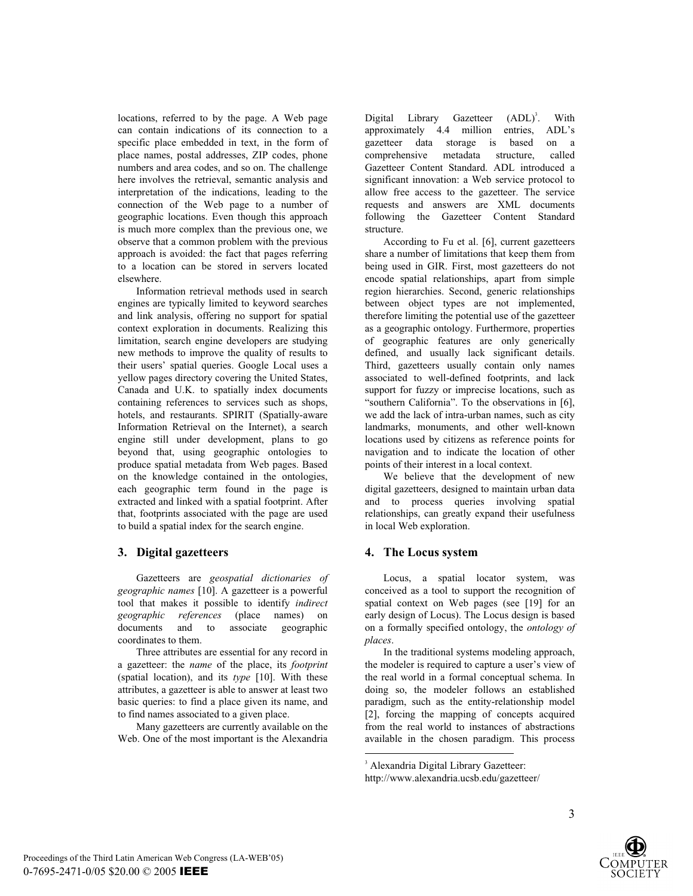locations, referred to by the page. A Web page can contain indications of its connection to a specific place embedded in text, in the form of place names, postal addresses, ZIP codes, phone numbers and area codes, and so on. The challenge here involves the retrieval, semantic analysis and interpretation of the indications, leading to the connection of the Web page to a number of geographic locations. Even though this approach is much more complex than the previous one, we observe that a common problem with the previous approach is avoided: the fact that pages referring to a location can be stored in servers located elsewhere.

Information retrieval methods used in search engines are typically limited to keyword searches and link analysis, offering no support for spatial context exploration in documents. Realizing this limitation, search engine developers are studying new methods to improve the quality of results to their users' spatial queries. Google Local uses a yellow pages directory covering the United States, Canada and U.K. to spatially index documents containing references to services such as shops, hotels, and restaurants. SPIRIT (Spatially-aware Information Retrieval on the Internet), a search engine still under development, plans to go beyond that, using geographic ontologies to produce spatial metadata from Web pages. Based on the knowledge contained in the ontologies, each geographic term found in the page is extracted and linked with a spatial footprint. After that, footprints associated with the page are used to build a spatial index for the search engine.

## 3. Digital gazetteers

Gazetteers are *geospatial dictionaries of geographic names* [10]. A gazetteer is a powerful tool that makes it possible to identify *indirect geographic references* (place names) on documents and to associate geographic coordinates to them.

Three attributes are essential for any record in a gazetteer: the *name* of the place, its *footprint* (spatial location), and its *type* [10]. With these attributes, a gazetteer is able to answer at least two basic queries: to find a place given its name, and to find names associated to a given place.

Many gazetteers are currently available on the Web. One of the most important is the Alexandria Digital Library Gazetteer (ADL)[3]. With approximately 4.4 million entries, ADL's gazetteer data storage is based on a comprehensive metadata structure, called Gazetteer Content Standard. ADL introduced a significant innovation: a Web service protocol to allow free access to the gazetteer. The service requests and answers are XML documents following the Gazetteer Content Standard structure.

According to Fu et al. [6], current gazetteers share a number of limitations that keep them from being used in GIR. First, most gazetteers do not encode spatial relationships, apart from simple region hierarchies. Second, generic relationships between object types are not implemented, therefore limiting the potential use of the gazetteer as a geographic ontology. Furthermore, properties of geographic features are only generically defined, and usually lack significant details. Third, gazetteers usually contain only names associated to well-defined footprints, and lack support for fuzzy or imprecise locations, such as "southern California". To the observations in [6], we add the lack of intra-urban names, such as city landmarks, monuments, and other well-known locations used by citizens as reference points for navigation and to indicate the location of other points of their interest in a local context.

We believe that the development of new digital gazetteers, designed to maintain urban data and to process queries involving spatial relationships, can greatly expand their usefulness in local Web exploration.

## 4. The Locus system

Locus, a spatial locator system, was conceived as a tool to support the recognition of spatial context on Web pages (see [19] for an early design of Locus). The Locus design is based on a formally specified ontology, the *ontology of places*.

In the traditional systems modeling approach, the modeler is required to capture a user's view of the real world in a formal conceptual schema. In doing so, the modeler follows an established paradigm, such as the entity-relationship model [2], forcing the mapping of concepts acquired from the real world to instances of abstractions available in the chosen paradigm. This process

[3] Alexandria Digital Library Gazetteer: http://www.alexandria.ucsb.edu/gazetteer/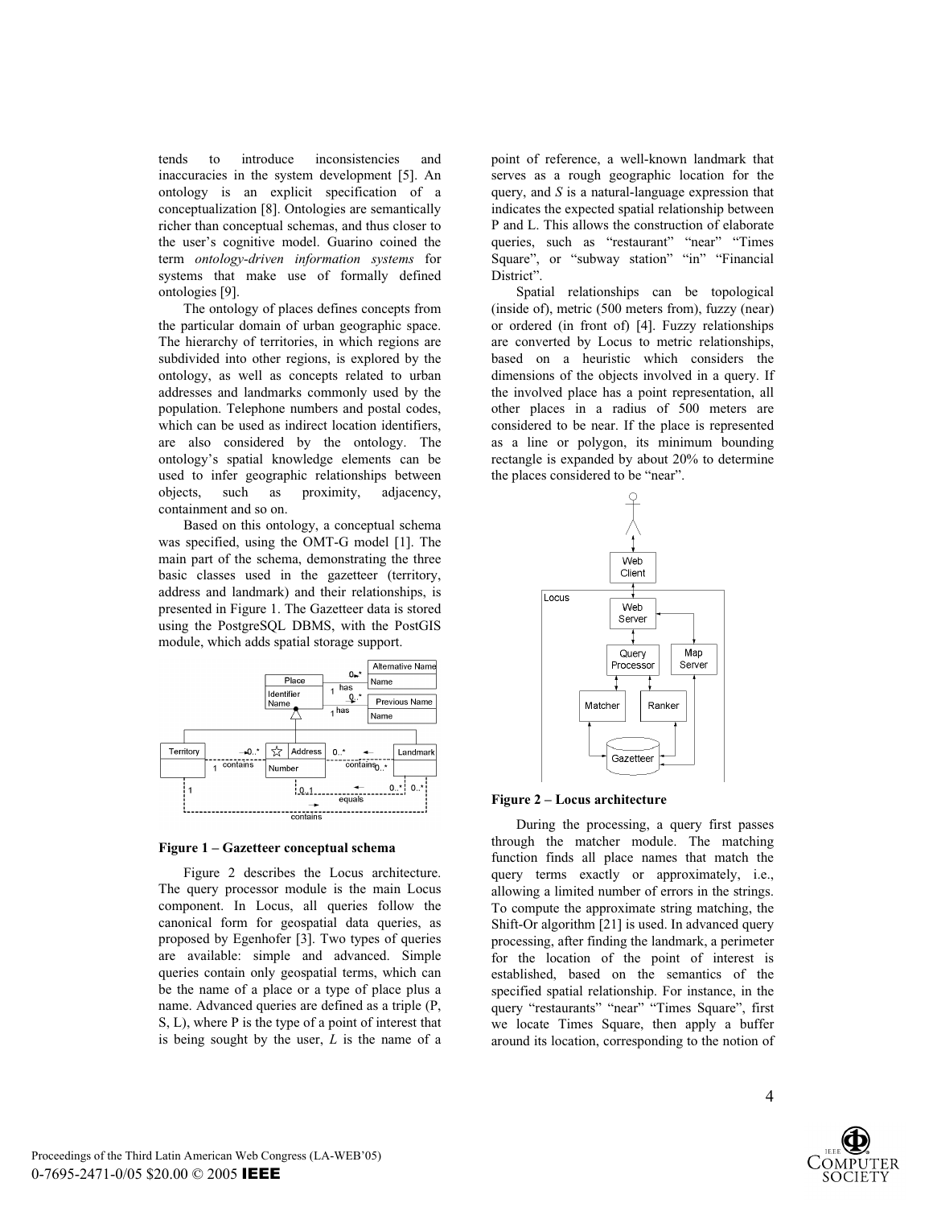tends to introduce inconsistencies and inaccuracies in the system development [5]. An ontology is an explicit specification of a conceptualization [8]. Ontologies are semantically richer than conceptual schemas, and thus closer to the user's cognitive model. Guarino coined the term *ontology-driven information systems* for systems that make use of formally defined ontologies [9].

The ontology of places defines concepts from the particular domain of urban geographic space. The hierarchy of territories, in which regions are subdivided into other regions, is explored by the ontology, as well as concepts related to urban addresses and landmarks commonly used by the population. Telephone numbers and postal codes, which can be used as indirect location identifiers, are also considered by the ontology. The ontology's spatial knowledge elements can be used to infer geographic relationships between objects, such as proximity, adjacency, containment and so on.

Based on this ontology, a conceptual schema was specified, using the OMT-G model [1]. The main part of the schema, demonstrating the three basic classes used in the gazetteer (territory, address and landmark) and their relationships, is presented in Figure 1. The Gazetteer data is stored using the PostgreSQL DBMS, with the PostGIS module, which adds spatial storage support.

**Figure 1 – Gazetteer conceptual schema**

Figure 2 describes the Locus architecture. The query processor module is the main Locus component. In Locus, all queries follow the canonical form for geospatial data queries, as proposed by Egenhofer [3]. Two types of queries are available: simple and advanced. Simple queries contain only geospatial terms, which can be the name of a place or a type of place plus a name. Advanced queries are defined as a triple (P, S, L), where P is the type of a point of interest that is being sought by the user, *L* is the name of a point of reference, a well-known landmark that serves as a rough geographic location for the query, and *S* is a natural-language expression that indicates the expected spatial relationship between P and L. This allows the construction of elaborate queries, such as "restaurant" "near" "Times Square", or "subway station" "in" "Financial District".

Spatial relationships can be topological (inside of), metric (500 meters from), fuzzy (near) or ordered (in front of) [4]. Fuzzy relationships are converted by Locus to metric relationships, based on a heuristic which considers the dimensions of the objects involved in a query. If the involved place has a point representation, all other places in a radius of 500 meters are considered to be near. If the place is represented as a line or polygon, its minimum bounding rectangle is expanded by about 20% to determine the places considered to be "near".

**Figure 2 – Locus architecture**

During the processing, a query first passes through the matcher module. The matching function finds all place names that match the query terms exactly or approximately, i.e., allowing a limited number of errors in the strings. To compute the approximate string matching, the Shift-Or algorithm [21] is used. In advanced query processing, after finding the landmark, a perimeter for the location of the point of interest is established, based on the semantics of the specified spatial relationship. For instance, in the query "restaurants" "near" "Times Square", first we locate Times Square, then apply a buffer around its location, corresponding to the notion of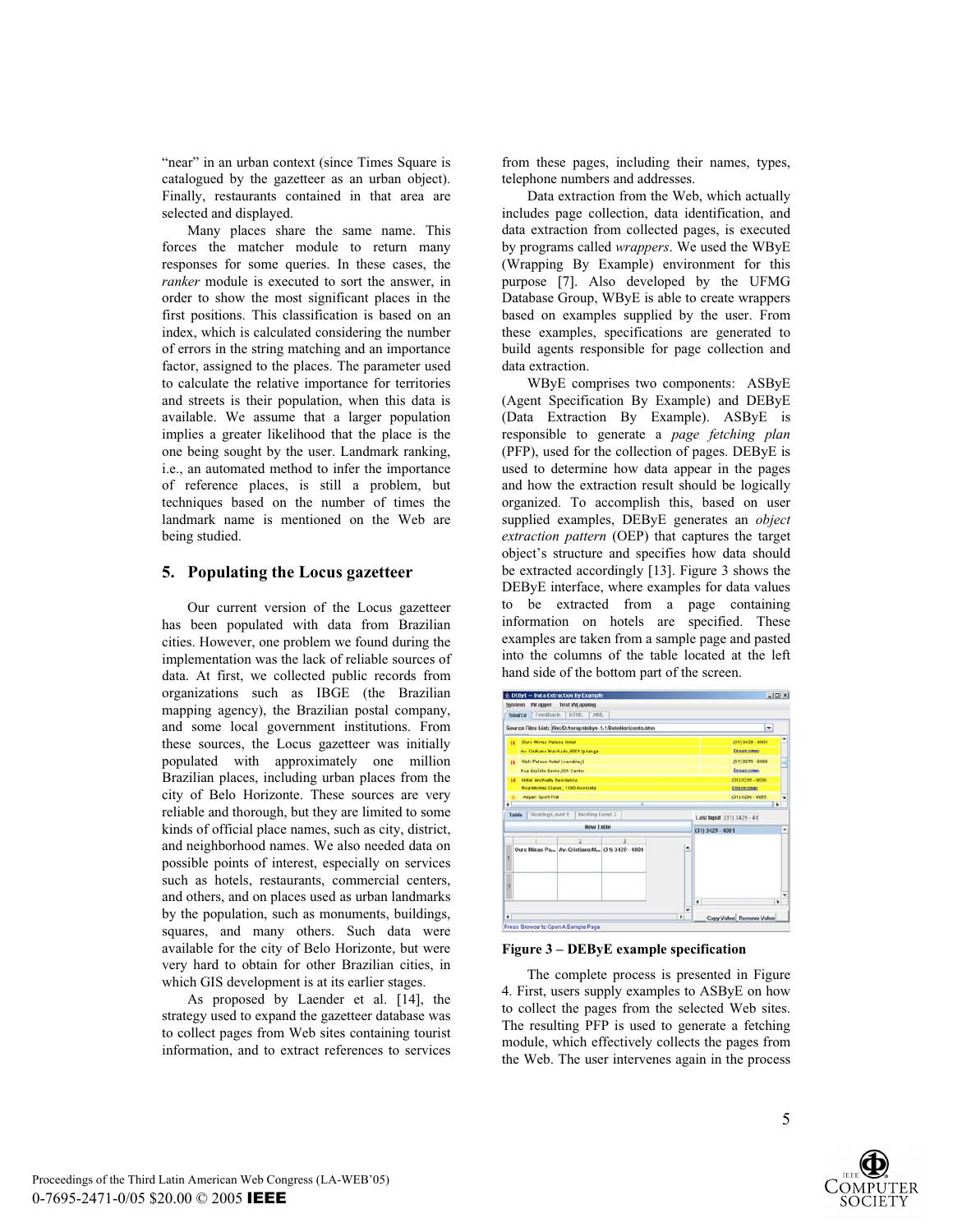"near" in an urban context (since Times Square is catalogued by the gazetteer as an urban object). Finally, restaurants contained in that area are selected and displayed.

Many places share the same name. This forces the matcher module to return many responses for some queries. In these cases, the *ranker* module is executed to sort the answer, in order to show the most significant places in the first positions. This classification is based on an index, which is calculated considering the number of errors in the string matching and an importance factor, assigned to the places. The parameter used to calculate the relative importance for territories and streets is their population, when this data is available. We assume that a larger population implies a greater likelihood that the place is the one being sought by the user. Landmark ranking, i.e., an automated method to infer the importance of reference places, is still a problem, but techniques based on the number of times the landmark name is mentioned on the Web are being studied.

## 5. Populating the Locus gazetteer

Our current version of the Locus gazetteer has been populated with data from Brazilian cities. However, one problem we found during the implementation was the lack of reliable sources of data. At first, we collected public records from organizations such as IBGE (the Brazilian mapping agency), the Brazilian postal company, and some local government institutions. From these sources, the Locus gazetteer was initially populated with approximately one million Brazilian places, including urban places from the city of Belo Horizonte. These sources are very reliable and thorough, but they are limited to some kinds of official place names, such as city, district, and neighborhood names. We also needed data on possible points of interest, especially on services such as hotels, restaurants, commercial centers, and others, and on places used as urban landmarks by the population, such as monuments, buildings, squares, and many others. Such data were available for the city of Belo Horizonte, but were very hard to obtain for other Brazilian cities, in which GIS development is at its earlier stages.

As proposed by Laender et al. [14], the strategy used to expand the gazetteer database was to collect pages from Web sites containing tourist information, and to extract references to services from these pages, including their names, types, telephone numbers and addresses.

Data extraction from the Web, which actually includes page collection, data identification, and data extraction from collected pages, is executed by programs called *wrappers*. We used the WByE (Wrapping By Example) environment for this purpose [7]. Also developed by the UFMG Database Group, WByE is able to create wrappers based on examples supplied by the user. From these examples, specifications are generated to build agents responsible for page collection and data extraction.

WByE comprises two components: ASByE (Agent Specification By Example) and DEByE (Data Extraction By Example). ASByE is responsible to generate a *page fetching plan* (PFP), used for the collection of pages. DEByE is used to determine how data appear in the pages and how the extraction result should be logically organized. To accomplish this, based on user supplied examples, DEByE generates an *object extraction pattern* (OEP) that captures the target object's structure and specifies how data should be extracted accordingly [13]. Figure 3 shows the DEByE interface, where examples for data values to be extracted from a page containing information on hotels are specified. These examples are taken from a sample page and pasted into the columns of the table located at the left hand side of the bottom part of the screen.

**Figure 3 – DEByE example specification**

The complete process is presented in Figure 4. First, users supply examples to ASByE on how to collect the pages from the selected Web sites. The resulting PFP is used to generate a fetching module, which effectively collects the pages from the Web. The user intervenes again in the process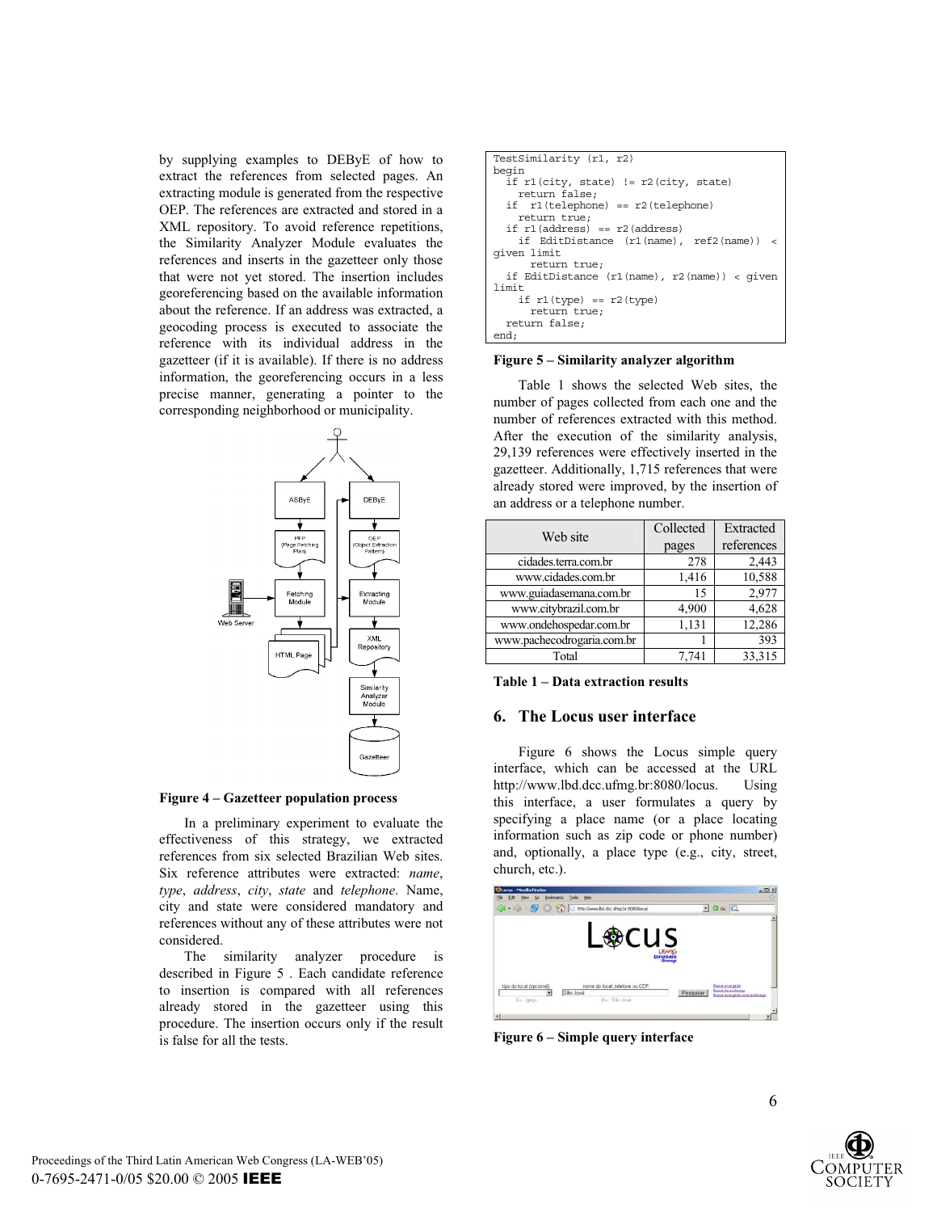by supplying examples to DEByE of how to extract the references from selected pages. An extracting module is generated from the respective OEP. The references are extracted and stored in a XML repository. To avoid reference repetitions, the Similarity Analyzer Module evaluates the references and inserts in the gazetteer only those that were not yet stored. The insertion includes georeferencing based on the available information about the reference. If an address was extracted, a geocoding process is executed to associate the reference with its individual address in the gazetteer (if it is available). If there is no address information, the georeferencing occurs in a less precise manner, generating a pointer to the corresponding neighborhood or municipality.

**Figure 4 – Gazetteer population process**

In a preliminary experiment to evaluate the effectiveness of this strategy, we extracted references from six selected Brazilian Web sites. Six reference attributes were extracted: *name*, *type*, *address*, *city*, *state* and *telephone*. Name, city and state were considered mandatory and references without any of these attributes were not considered.

The similarity analyzer procedure is described in Figure 5 . Each candidate reference to insertion is compared with all references already stored in the gazetteer using this procedure. The insertion occurs only if the result is false for all the tests.

```
TestSimilarity (r1, r2)
begin
  if r1(city, state) != r2(city, state)
    return false;
  if  r1(telephone) == r2(telephone)
    return true;
  if r1(address) == r2(address)
    if EditDistance (r1(name), ref2(name)) < given limit
      return true;
  if EditDistance (r1(name), r2(name)) < given limit
    if r1(type) == r2(type)
      return true;
  return false;
end;
```

**Figure 5 – Similarity analyzer algorithm**

Table 1 shows the selected Web sites, the number of pages collected from each one and the number of references extracted with this method. After the execution of the similarity analysis, 29,139 references were effectively inserted in the gazetteer. Additionally, 1,715 references that were already stored were improved, by the insertion of an address or a telephone number.

| Web site | Collected pages | Extracted references |
|---|---|---|
| cidades.terra.com.br | 278 | 2,443 |
| www.cidades.com.br | 1,416 | 10,588 |
| www.guiadasemana.com.br | 15 | 2,977 |
| www.citybrazil.com.br | 4,900 | 4,628 |
| www.ondehospedar.com.br | 1,131 | 12,286 |
| www.pachecodrogaria.com.br | 1 | 393 |
| Total | 7,741 | 33,315 |

**Table 1 – Data extraction results**

## 6. The Locus user interface

Figure 6 shows the Locus simple query interface, which can be accessed at the URL http://www.lbd.dcc.ufmg.br:8080/locus. Using this interface, a user formulates a query by specifying a place name (or a place locating information such as zip code or phone number) and, optionally, a place type (e.g., city, street, church, etc.).

**Figure 6 – Simple query interface**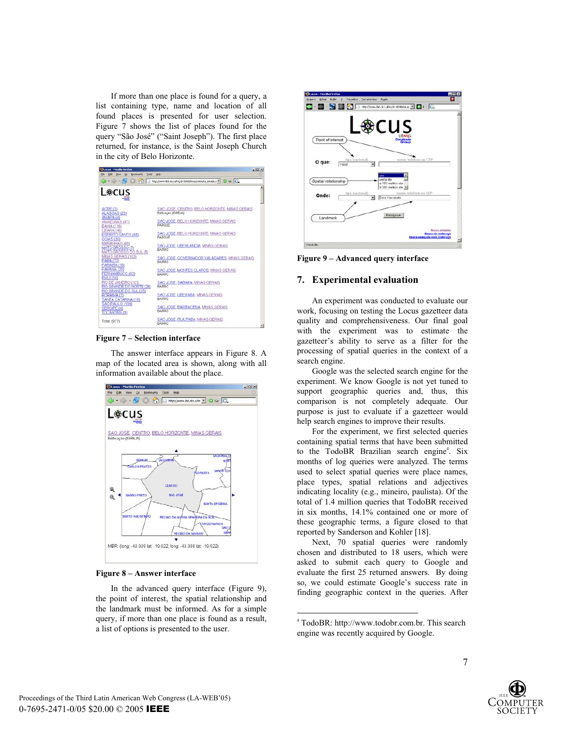If more than one place is found for a query, a list containing type, name and location of all found places is presented for user selection. Figure 7 shows the list of places found for the query “São José” (“Saint Joseph”). The first place returned, for instance, is the Saint Joseph Church in the city of Belo Horizonte.

**Figure 7 – Selection interface**

The answer interface appears in Figure 8. A map of the located area is shown, along with all information available about the place.

**Figure 8 – Answer interface**

In the advanced query interface (Figure 9), the point of interest, the spatial relationship and the landmark must be informed. As for a simple query, if more than one place is found as a result, a list of options is presented to the user.

**Figure 9 – Advanced query interface**

## 7. Experimental evaluation

An experiment was conducted to evaluate our work, focusing on testing the Locus gazetteer data quality and comprehensiveness. Our final goal with the experiment was to estimate the gazetteer’s ability to serve as a filter for the processing of spatial queries in the context of a search engine.

Google was the selected search engine for the experiment. We know Google is not yet tuned to support geographic queries and, thus, this comparison is not completely adequate. Our purpose is just to evaluate if a gazetteer would help search engines to improve their results.

For the experiment, we first selected queries containing spatial terms that have been submitted to the TodoBR Brazilian search engine[4]. Six months of log queries were analyzed. The terms used to select spatial queries were place names, place types, spatial relations and adjectives indicating locality (e.g., mineiro, paulista). Of the total of 1.4 million queries that TodoBR received in six months, 14.1% contained one or more of these geographic terms, a figure closed to that reported by Sanderson and Kohler [18].

Next, 70 spatial queries were randomly chosen and distributed to 18 users, which were asked to submit each query to Google and evaluate the first 25 returned answers. By doing so, we could estimate Google’s success rate in finding geographic context in the queries. After

---

[4] TodoBR: http://www.todobr.com.br. This search engine was recently acquired by Google.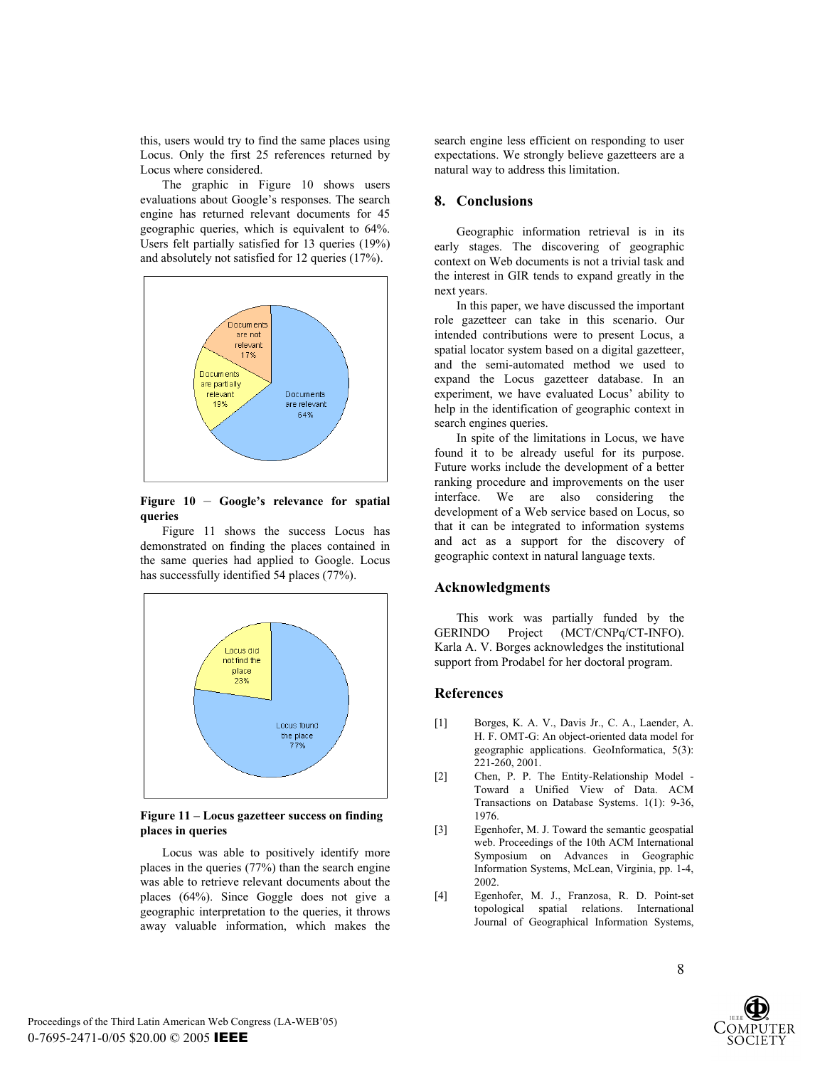this, users would try to find the same places using Locus. Only the first 25 references returned by Locus where considered.

The graphic in Figure 10 shows users evaluations about Google's responses. The search engine has returned relevant documents for 45 geographic queries, which is equivalent to 64%. Users felt partially satisfied for 13 queries (19%) and absolutely not satisfied for 12 queries (17%).

**Figure 10 – Google's relevance for spatial queries**

Figure 11 shows the success Locus has demonstrated on finding the places contained in the same queries had applied to Google. Locus has successfully identified 54 places (77%).

**Figure 11 – Locus gazetteer success on finding places in queries**

Locus was able to positively identify more places in the queries (77%) than the search engine was able to retrieve relevant documents about the places (64%). Since Goggle does not give a geographic interpretation to the queries, it throws away valuable information, which makes the search engine less efficient on responding to user expectations. We strongly believe gazetteers are a natural way to address this limitation.

## 8. Conclusions

Geographic information retrieval is in its early stages. The discovering of geographic context on Web documents is not a trivial task and the interest in GIR tends to expand greatly in the next years.

In this paper, we have discussed the important role gazetteer can take in this scenario. Our intended contributions were to present Locus, a spatial locator system based on a digital gazetteer, and the semi-automated method we used to expand the Locus gazetteer database. In an experiment, we have evaluated Locus' ability to help in the identification of geographic context in search engines queries.

In spite of the limitations in Locus, we have found it to be already useful for its purpose. Future works include the development of a better ranking procedure and improvements on the user interface. We are also considering the development of a Web service based on Locus, so that it can be integrated to information systems and act as a support for the discovery of geographic context in natural language texts.

## Acknowledgments

This work was partially funded by the GERINDO Project (MCT/CNPq/CT-INFO). Karla A. V. Borges acknowledges the institutional support from Prodabel for her doctoral program.

## References

[1] Borges, K. A. V., Davis Jr., C. A., Laender, A. H. F. OMT-G: An object-oriented data model for geographic applications. GeoInformatica, 5(3): 221-260, 2001.

[2] Chen, P. P. The Entity-Relationship Model - Toward a Unified View of Data. ACM Transactions on Database Systems. 1(1): 9-36, 1976.

[3] Egenhofer, M. J. Toward the semantic geospatial web. Proceedings of the 10th ACM International Symposium on Advances in Geographic Information Systems, McLean, Virginia, pp. 1-4, 2002.

[4] Egenhofer, M. J., Franzosa, R. D. Point-set topological spatial relations. International Journal of Geographical Information Systems,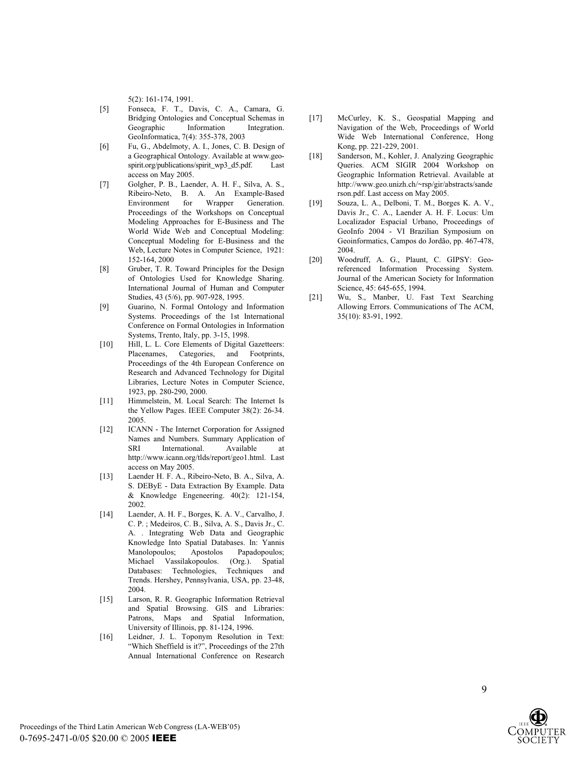5(2): 161-174, 1991.

[5] Fonseca, F. T., Davis, C. A., Camara, G. Bridging Ontologies and Conceptual Schemas in Geographic Information Integration. GeoInformatica, 7(4): 355-378, 2003

[6] Fu, G., Abdelmoty, A. I., Jones, C. B. Design of a Geographical Ontology. Available at www.geo-spirit.org/publications/spirit_wp3_d5.pdf. Last access on May 2005.

[7] Golgher, P. B., Laender, A. H. F., Silva, A. S., Ribeiro-Neto, B. A. An Example-Based Environment for Wrapper Generation. Proceedings of the Workshops on Conceptual Modeling Approaches for E-Business and The World Wide Web and Conceptual Modeling: Conceptual Modeling for E-Business and the Web, Lecture Notes in Computer Science, 1921: 152-164, 2000

[8] Gruber, T. R. Toward Principles for the Design of Ontologies Used for Knowledge Sharing. International Journal of Human and Computer Studies, 43 (5/6), pp. 907-928, 1995.

[9] Guarino, N. Formal Ontology and Information Systems. Proceedings of the 1st International Conference on Formal Ontologies in Information Systems, Trento, Italy, pp. 3-15, 1998.

[10] Hill, L. L. Core Elements of Digital Gazetteers: Placenames, Categories, and Footprints, Proceedings of the 4th European Conference on Research and Advanced Technology for Digital Libraries, Lecture Notes in Computer Science, 1923, pp. 280-290, 2000.

[11] Himmelstein, M. Local Search: The Internet Is the Yellow Pages. IEEE Computer 38(2): 26-34. 2005.

[12] ICANN - The Internet Corporation for Assigned Names and Numbers. Summary Application of SRI International. Available at http://www.icann.org/tlds/report/geo1.html. Last access on May 2005.

[13] Laender H. F. A., Ribeiro-Neto, B. A., Silva, A. S. DEByE - Data Extraction By Example. Data & Knowledge Engeneering. 40(2): 121-154, 2002.

[14] Laender, A. H. F., Borges, K. A. V., Carvalho, J. C. P. ; Medeiros, C. B., Silva, A. S., Davis Jr., C. A. . Integrating Web Data and Geographic Knowledge Into Spatial Databases. In: Yannis Manolopoulos; Apostolos Papadopoulos; Michael Vassilakopoulos. (Org.). Spatial Databases: Technologies, Techniques and Trends. Hershey, Pennsylvania, USA, pp. 23-48, 2004.

[15] Larson, R. R. Geographic Information Retrieval and Spatial Browsing. GIS and Libraries: Patrons, Maps and Spatial Information, University of Illinois, pp. 81-124, 1996.

[16] Leidner, J. L. Toponym Resolution in Text: "Which Sheffield is it?", Proceedings of the 27th Annual International Conference on Research

[17] McCurley, K. S., Geospatial Mapping and Navigation of the Web, Proceedings of World Wide Web International Conference, Hong Kong, pp. 221-229, 2001.

[18] Sanderson, M., Kohler, J. Analyzing Geographic Queries. ACM SIGIR 2004 Workshop on Geographic Information Retrieval. Available at http://www.geo.unizh.ch/~rsp/gir/abstracts/sanderson.pdf. Last access on May 2005.

[19] Souza, L. A., Delboni, T. M., Borges K. A. V., Davis Jr., C. A., Laender A. H. F. Locus: Um Localizador Espacial Urbano, Proceedings of GeoInfo 2004 - VI Brazilian Symposium on Geoinformatics, Campos do Jordão, pp. 467-478, 2004.

[20] Woodruff, A. G., Plaunt, C. GIPSY: Geo-referenced Information Processing System. Journal of the American Society for Information Science, 45: 645-655, 1994.

[21] Wu, S., Manber, U. Fast Text Searching Allowing Errors. Communications of The ACM, 35(10): 83-91, 1992.